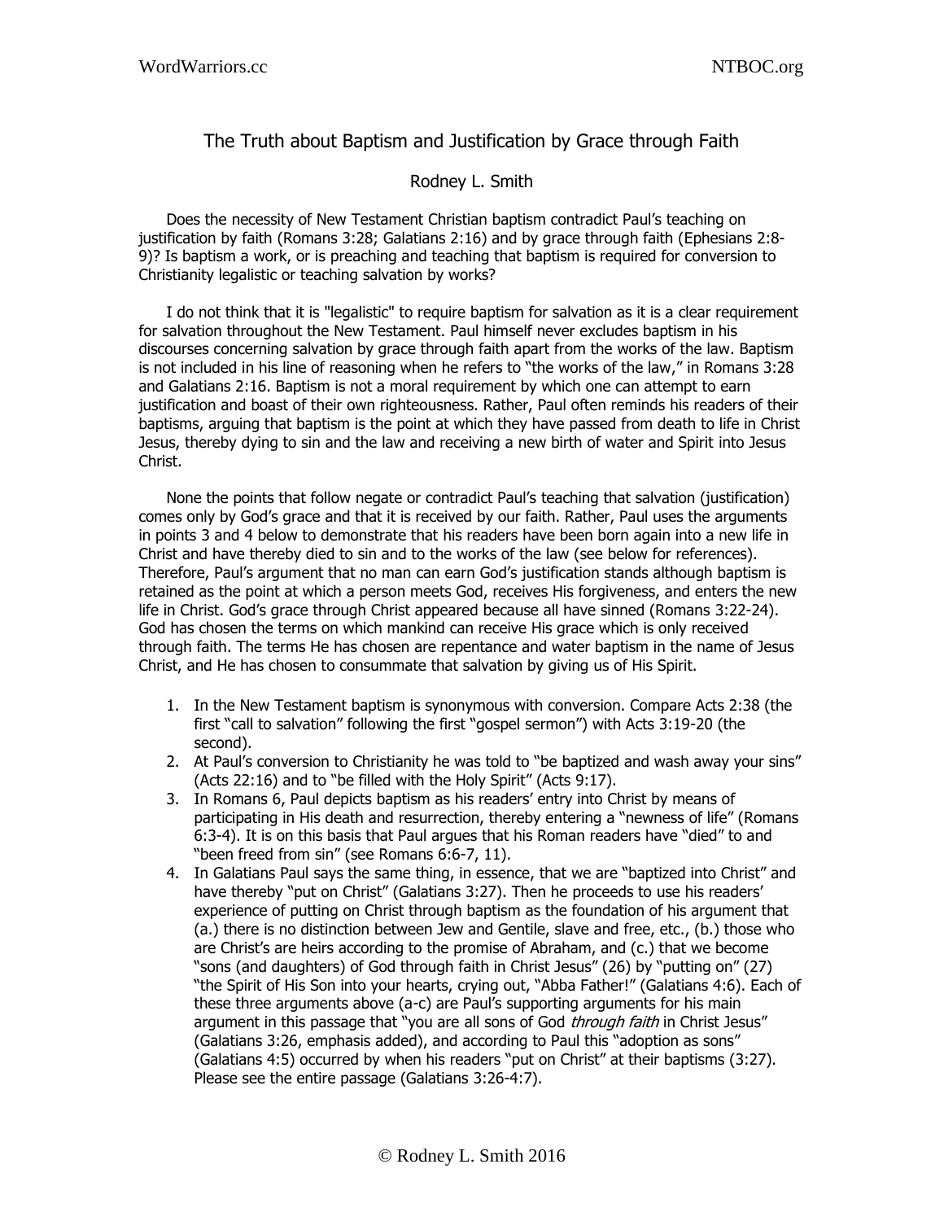# The Truth about Baptism and Justification by Grace through Faith

Rodney L. Smith

Does the necessity of New Testament Christian baptism contradict Paul's teaching on justification by faith (Romans 3:28; Galatians 2:16) and by grace through faith (Ephesians 2:8-9)? Is baptism a work, or is preaching and teaching that baptism is required for conversion to Christianity legalistic or teaching salvation by works?

I do not think that it is "legalistic" to require baptism for salvation as it is a clear requirement for salvation throughout the New Testament. Paul himself never excludes baptism in his discourses concerning salvation by grace through faith apart from the works of the law. Baptism is not included in his line of reasoning when he refers to "the works of the law," in Romans 3:28 and Galatians 2:16. Baptism is not a moral requirement by which one can attempt to earn justification and boast of their own righteousness. Rather, Paul often reminds his readers of their baptisms, arguing that baptism is the point at which they have passed from death to life in Christ Jesus, thereby dying to sin and the law and receiving a new birth of water and Spirit into Jesus Christ.

None the points that follow negate or contradict Paul's teaching that salvation (justification) comes only by God's grace and that it is received by our faith. Rather, Paul uses the arguments in points 3 and 4 below to demonstrate that his readers have been born again into a new life in Christ and have thereby died to sin and to the works of the law (see below for references). Therefore, Paul's argument that no man can earn God's justification stands although baptism is retained as the point at which a person meets God, receives His forgiveness, and enters the new life in Christ. God's grace through Christ appeared because all have sinned (Romans 3:22-24). God has chosen the terms on which mankind can receive His grace which is only received through faith. The terms He has chosen are repentance and water baptism in the name of Jesus Christ, and He has chosen to consummate that salvation by giving us of His Spirit.

1. In the New Testament baptism is synonymous with conversion. Compare Acts 2:38 (the first "call to salvation" following the first "gospel sermon") with Acts 3:19-20 (the second).
2. At Paul's conversion to Christianity he was told to "be baptized and wash away your sins" (Acts 22:16) and to "be filled with the Holy Spirit" (Acts 9:17).
3. In Romans 6, Paul depicts baptism as his readers' entry into Christ by means of participating in His death and resurrection, thereby entering a "newness of life" (Romans 6:3-4). It is on this basis that Paul argues that his Roman readers have "died" to and "been freed from sin" (see Romans 6:6-7, 11).
4. In Galatians Paul says the same thing, in essence, that we are "baptized into Christ" and have thereby "put on Christ" (Galatians 3:27). Then he proceeds to use his readers' experience of putting on Christ through baptism as the foundation of his argument that (a.) there is no distinction between Jew and Gentile, slave and free, etc., (b.) those who are Christ's are heirs according to the promise of Abraham, and (c.) that we become "sons (and daughters) of God through faith in Christ Jesus" (26) by "putting on" (27) "the Spirit of His Son into your hearts, crying out, "Abba Father!" (Galatians 4:6). Each of these three arguments above (a-c) are Paul's supporting arguments for his main argument in this passage that "you are all sons of God *through faith* in Christ Jesus" (Galatians 3:26, emphasis added), and according to Paul this "adoption as sons" (Galatians 4:5) occurred by when his readers "put on Christ" at their baptisms (3:27). Please see the entire passage (Galatians 3:26-4:7).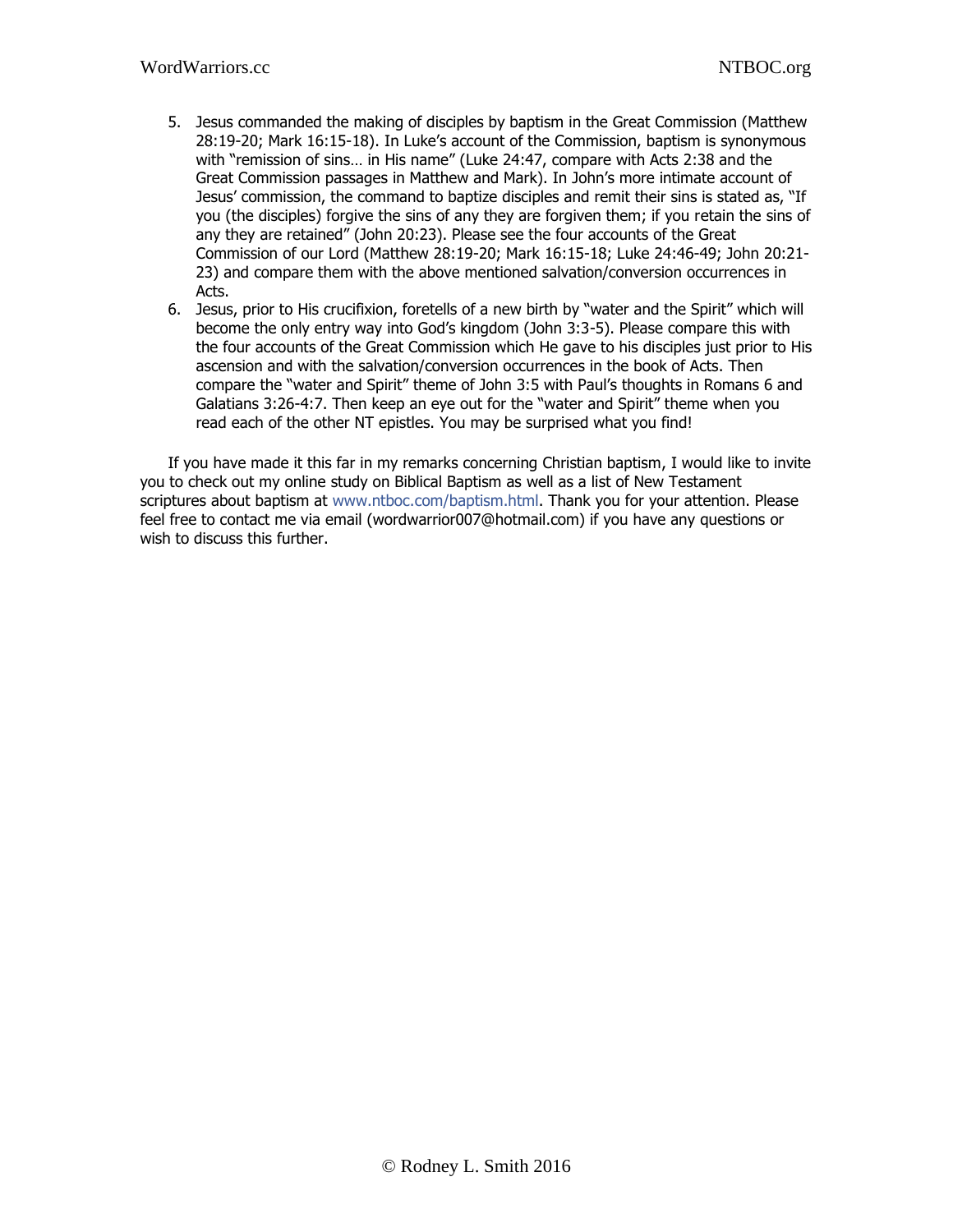5. Jesus commanded the making of disciples by baptism in the Great Commission (Matthew 28:19-20; Mark 16:15-18). In Luke's account of the Commission, baptism is synonymous with "remission of sins… in His name" (Luke 24:47, compare with Acts 2:38 and the Great Commission passages in Matthew and Mark). In John's more intimate account of Jesus' commission, the command to baptize disciples and remit their sins is stated as, "If you (the disciples) forgive the sins of any they are forgiven them; if you retain the sins of any they are retained" (John 20:23). Please see the four accounts of the Great Commission of our Lord (Matthew 28:19-20; Mark 16:15-18; Luke 24:46-49; John 20:21-23) and compare them with the above mentioned salvation/conversion occurrences in Acts.
6. Jesus, prior to His crucifixion, foretells of a new birth by "water and the Spirit" which will become the only entry way into God's kingdom (John 3:3-5). Please compare this with the four accounts of the Great Commission which He gave to his disciples just prior to His ascension and with the salvation/conversion occurrences in the book of Acts. Then compare the "water and Spirit" theme of John 3:5 with Paul's thoughts in Romans 6 and Galatians 3:26-4:7. Then keep an eye out for the "water and Spirit" theme when you read each of the other NT epistles. You may be surprised what you find!

If you have made it this far in my remarks concerning Christian baptism, I would like to invite you to check out my online study on Biblical Baptism as well as a list of New Testament scriptures about baptism at www.ntboc.com/baptism.html. Thank you for your attention. Please feel free to contact me via email (wordwarrior007@hotmail.com) if you have any questions or wish to discuss this further.

© Rodney L. Smith 2016